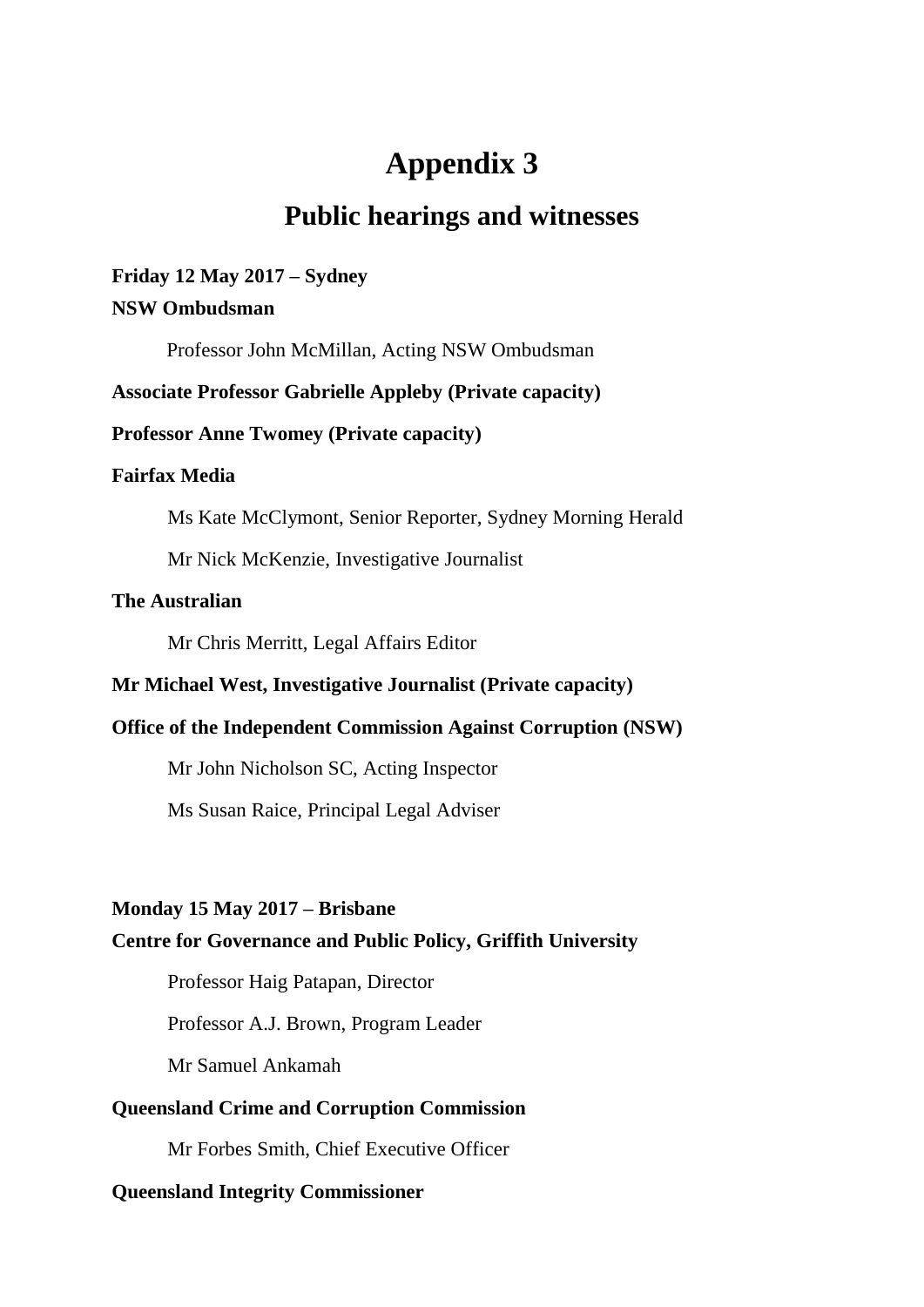# Appendix 3

## Public hearings and witnesses

**Friday 12 May 2017 – Sydney**

**NSW Ombudsman**

Professor John McMillan, Acting NSW Ombudsman

**Associate Professor Gabrielle Appleby (Private capacity)**

**Professor Anne Twomey (Private capacity)**

**Fairfax Media**

Ms Kate McClymont, Senior Reporter, Sydney Morning Herald

Mr Nick McKenzie, Investigative Journalist

**The Australian**

Mr Chris Merritt, Legal Affairs Editor

**Mr Michael West, Investigative Journalist (Private capacity)**

**Office of the Independent Commission Against Corruption (NSW)**

Mr John Nicholson SC, Acting Inspector

Ms Susan Raice, Principal Legal Adviser

**Monday 15 May 2017 – Brisbane**

**Centre for Governance and Public Policy, Griffith University**

Professor Haig Patapan, Director

Professor A.J. Brown, Program Leader

Mr Samuel Ankamah

**Queensland Crime and Corruption Commission**

Mr Forbes Smith, Chief Executive Officer

**Queensland Integrity Commissioner**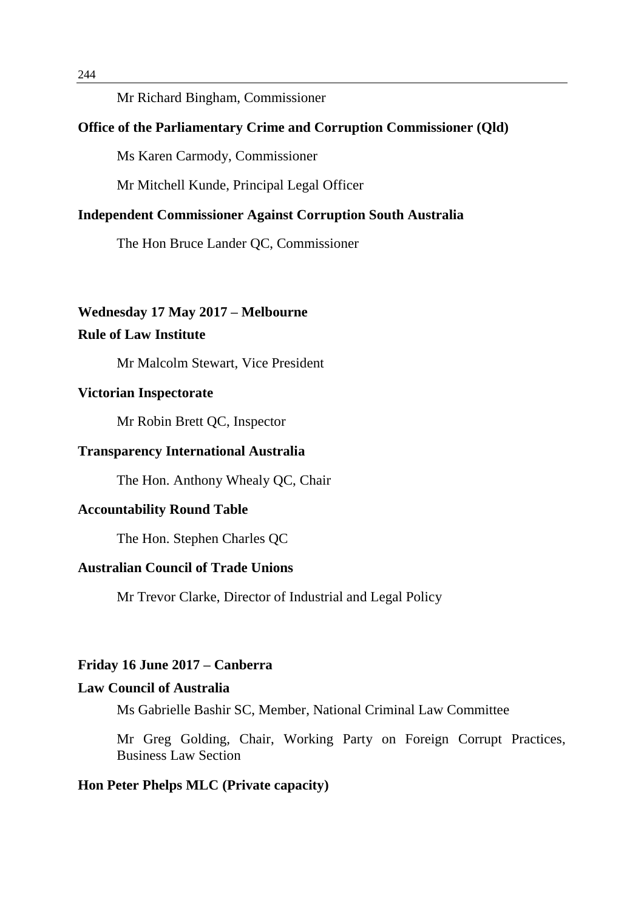Mr Richard Bingham, Commissioner

**Office of the Parliamentary Crime and Corruption Commissioner (Qld)**

Ms Karen Carmody, Commissioner

Mr Mitchell Kunde, Principal Legal Officer

**Independent Commissioner Against Corruption South Australia**

The Hon Bruce Lander QC, Commissioner

**Wednesday 17 May 2017 – Melbourne**

**Rule of Law Institute**

Mr Malcolm Stewart, Vice President

**Victorian Inspectorate**

Mr Robin Brett QC, Inspector

**Transparency International Australia**

The Hon. Anthony Whealy QC, Chair

**Accountability Round Table**

The Hon. Stephen Charles QC

**Australian Council of Trade Unions**

Mr Trevor Clarke, Director of Industrial and Legal Policy

**Friday 16 June 2017 – Canberra**

**Law Council of Australia**

Ms Gabrielle Bashir SC, Member, National Criminal Law Committee

Mr Greg Golding, Chair, Working Party on Foreign Corrupt Practices, Business Law Section

**Hon Peter Phelps MLC (Private capacity)**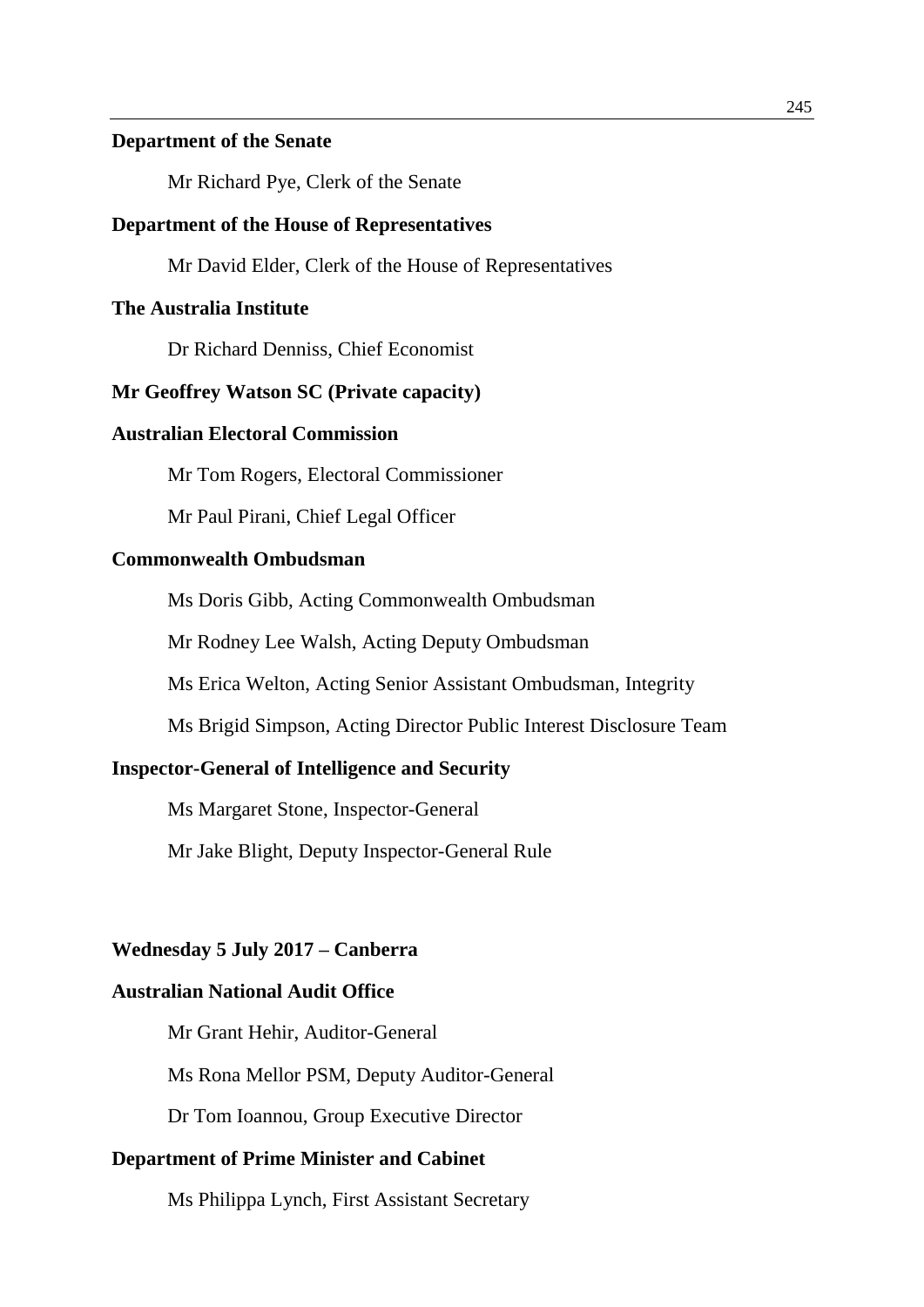**Department of the Senate**

Mr Richard Pye, Clerk of the Senate

**Department of the House of Representatives**

Mr David Elder, Clerk of the House of Representatives

**The Australia Institute**

Dr Richard Denniss, Chief Economist

**Mr Geoffrey Watson SC (Private capacity)**

**Australian Electoral Commission**

Mr Tom Rogers, Electoral Commissioner

Mr Paul Pirani, Chief Legal Officer

**Commonwealth Ombudsman**

Ms Doris Gibb, Acting Commonwealth Ombudsman

Mr Rodney Lee Walsh, Acting Deputy Ombudsman

Ms Erica Welton, Acting Senior Assistant Ombudsman, Integrity

Ms Brigid Simpson, Acting Director Public Interest Disclosure Team

**Inspector-General of Intelligence and Security**

Ms Margaret Stone, Inspector-General

Mr Jake Blight, Deputy Inspector-General Rule

**Wednesday 5 July 2017 – Canberra**

**Australian National Audit Office**

Mr Grant Hehir, Auditor-General

Ms Rona Mellor PSM, Deputy Auditor-General

Dr Tom Ioannou, Group Executive Director

**Department of Prime Minister and Cabinet**

Ms Philippa Lynch, First Assistant Secretary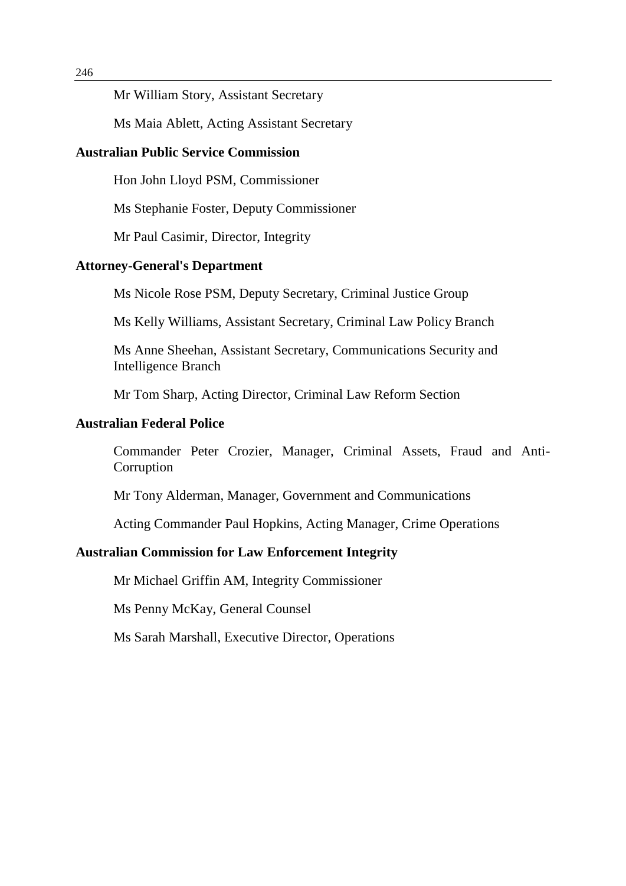Mr William Story, Assistant Secretary

Ms Maia Ablett, Acting Assistant Secretary

**Australian Public Service Commission**

Hon John Lloyd PSM, Commissioner

Ms Stephanie Foster, Deputy Commissioner

Mr Paul Casimir, Director, Integrity

**Attorney-General's Department**

Ms Nicole Rose PSM, Deputy Secretary, Criminal Justice Group

Ms Kelly Williams, Assistant Secretary, Criminal Law Policy Branch

Ms Anne Sheehan, Assistant Secretary, Communications Security and Intelligence Branch

Mr Tom Sharp, Acting Director, Criminal Law Reform Section

**Australian Federal Police**

Commander Peter Crozier, Manager, Criminal Assets, Fraud and Anti-Corruption

Mr Tony Alderman, Manager, Government and Communications

Acting Commander Paul Hopkins, Acting Manager, Crime Operations

**Australian Commission for Law Enforcement Integrity**

Mr Michael Griffin AM, Integrity Commissioner

Ms Penny McKay, General Counsel

Ms Sarah Marshall, Executive Director, Operations